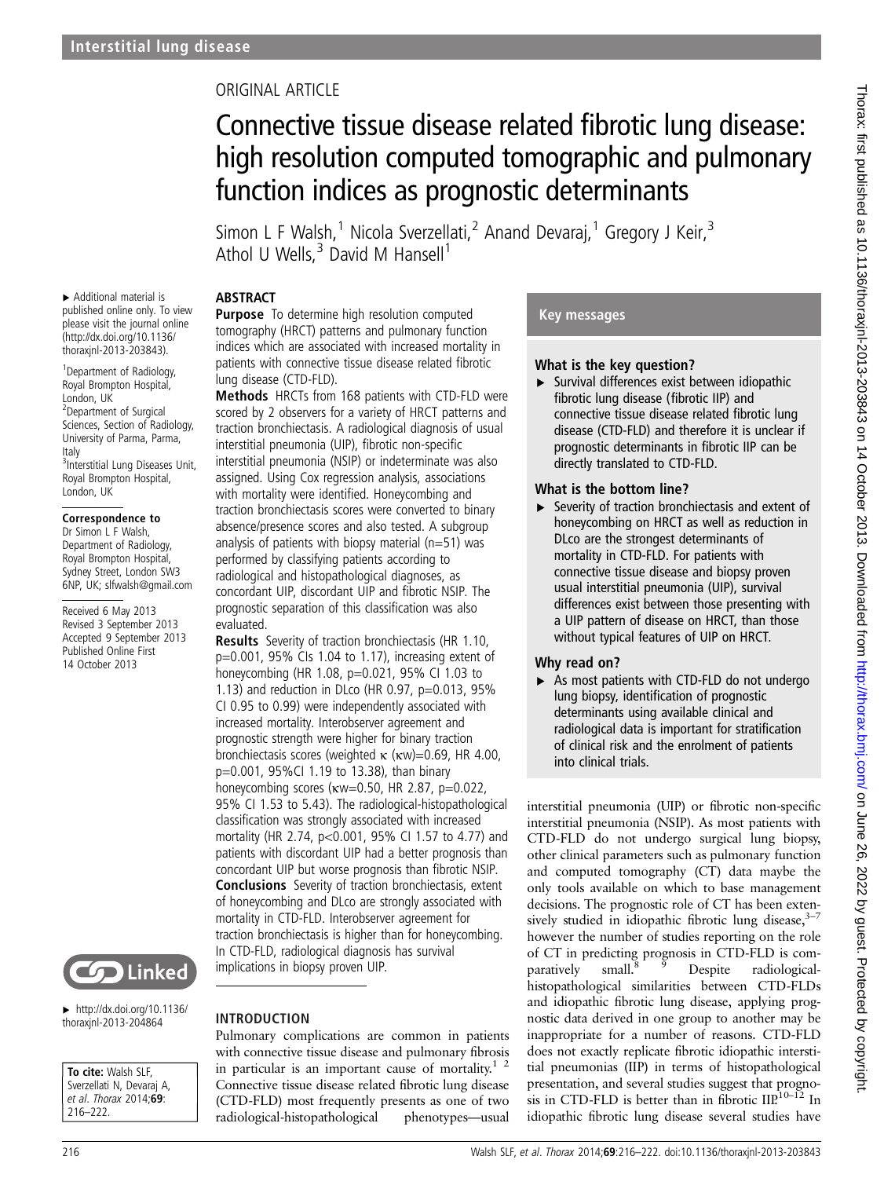Interstitial lung disease

ORIGINAL ARTICLE

# Connective tissue disease related fibrotic lung disease: high resolution computed tomographic and pulmonary function indices as prognostic determinants

Simon L F Walsh,[1] Nicola Sverzellati,[2] Anand Devaraj,[1] Gregory J Keir,[3] Athol U Wells,[3] David M Hansell[1]

▸ Additional material is published online only. To view please visit the journal online (http://dx.doi.org/10.1136/thoraxjnl-2013-203843).

[1]Department of Radiology, Royal Brompton Hospital, London, UK
[2]Department of Surgical Sciences, Section of Radiology, University of Parma, Parma, Italy
[3]Interstitial Lung Diseases Unit, Royal Brompton Hospital, London, UK

**Correspondence to**
Dr Simon L F Walsh, Department of Radiology, Royal Brompton Hospital, Sydney Street, London SW3 6NP, UK; slfwalsh@gmail.com

Received 6 May 2013
Revised 3 September 2013
Accepted 9 September 2013
Published Online First 14 October 2013

▸ http://dx.doi.org/10.1136/thoraxjnl-2013-204864

**To cite:** Walsh SLF, Sverzellati N, Devaraj A, *et al. Thorax* 2014;**69**:216–222.

## ABSTRACT

**Purpose** To determine high resolution computed tomography (HRCT) patterns and pulmonary function indices which are associated with increased mortality in patients with connective tissue disease related fibrotic lung disease (CTD-FLD).

**Methods** HRCTs from 168 patients with CTD-FLD were scored by 2 observers for a variety of HRCT patterns and traction bronchiectasis. A radiological diagnosis of usual interstitial pneumonia (UIP), fibrotic non-specific interstitial pneumonia (NSIP) or indeterminate was also assigned. Using Cox regression analysis, associations with mortality were identified. Honeycombing and traction bronchiectasis scores were converted to binary absence/presence scores and also tested. A subgroup analysis of patients with biopsy material (n=51) was performed by classifying patients according to radiological and histopathological diagnoses, as concordant UIP, discordant UIP and fibrotic NSIP. The prognostic separation of this classification was also evaluated.

**Results** Severity of traction bronchiectasis (HR 1.10, p=0.001, 95% CIs 1.04 to 1.17), increasing extent of honeycombing (HR 1.08, p=0.021, 95% CI 1.03 to 1.13) and reduction in DLco (HR 0.97, p=0.013, 95% CI 0.95 to 0.99) were independently associated with increased mortality. Interobserver agreement and prognostic strength were higher for binary traction bronchiectasis scores (weighted κ (κw)=0.69, HR 4.00, p=0.001, 95%CI 1.19 to 13.38), than binary honeycombing scores (κw=0.50, HR 2.87, p=0.022, 95% CI 1.53 to 5.43). The radiological-histopathological classification was strongly associated with increased mortality (HR 2.74, p<0.001, 95% CI 1.57 to 4.77) and patients with discordant UIP had a better prognosis than concordant UIP but worse prognosis than fibrotic NSIP.

**Conclusions** Severity of traction bronchiectasis, extent of honeycombing and DLco are strongly associated with mortality in CTD-FLD. Interobserver agreement for traction bronchiectasis is higher than for honeycombing. In CTD-FLD, radiological diagnosis has survival implications in biopsy proven UIP.

## Key messages

### What is the key question?

▸ Survival differences exist between idiopathic fibrotic lung disease (fibrotic IIP) and connective tissue disease related fibrotic lung disease (CTD-FLD) and therefore it is unclear if prognostic determinants in fibrotic IIP can be directly translated to CTD-FLD.

### What is the bottom line?

▸ Severity of traction bronchiectasis and extent of honeycombing on HRCT as well as reduction in DLco are the strongest determinants of mortality in CTD-FLD. For patients with connective tissue disease and biopsy proven usual interstitial pneumonia (UIP), survival differences exist between those presenting with a UIP pattern of disease on HRCT, than those without typical features of UIP on HRCT.

### Why read on?

▸ As most patients with CTD-FLD do not undergo lung biopsy, identification of prognostic determinants using available clinical and radiological data is important for stratification of clinical risk and the enrolment of patients into clinical trials.

## INTRODUCTION

Pulmonary complications are common in patients with connective tissue disease and pulmonary fibrosis in particular is an important cause of mortality.[1,2] Connective tissue disease related fibrotic lung disease (CTD-FLD) most frequently presents as one of two radiological-histopathological phenotypes—usual interstitial pneumonia (UIP) or fibrotic non-specific interstitial pneumonia (NSIP). As most patients with CTD-FLD do not undergo surgical lung biopsy, other clinical parameters such as pulmonary function and computed tomography (CT) data maybe the only tools available on which to base management decisions. The prognostic role of CT has been extensively studied in idiopathic fibrotic lung disease,[3–7] however the number of studies reporting on the role of CT in predicting prognosis in CTD-FLD is comparatively small.[8,9] Despite radiological-histopathological similarities between CTD-FLDs and idiopathic fibrotic lung disease, applying prognostic data derived in one group to another may be inappropriate for a number of reasons. CTD-FLD does not exactly replicate fibrotic idiopathic interstitial pneumonias (IIP) in terms of histopathological presentation, and several studies suggest that prognosis in CTD-FLD is better than in fibrotic IIP.[10–12] In idiopathic fibrotic lung disease several studies have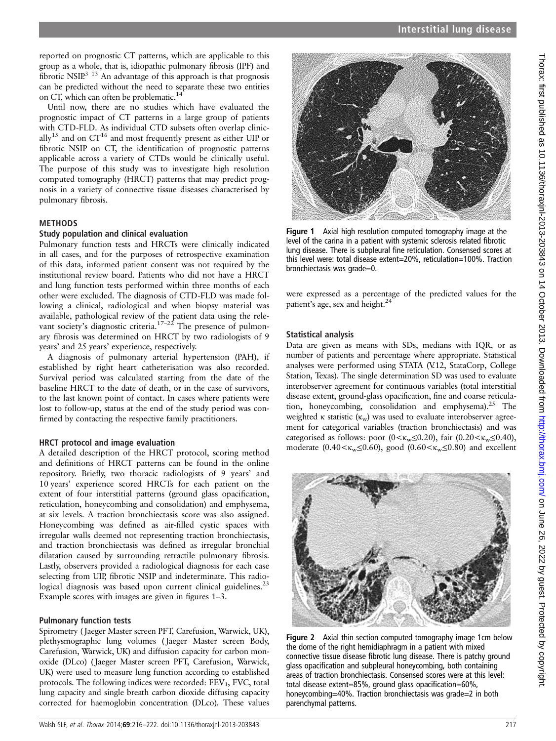reported on prognostic CT patterns, which are applicable to this group as a whole, that is, idiopathic pulmonary fibrosis (IPF) and fibrotic NSIP.[3 13] An advantage of this approach is that prognosis can be predicted without the need to separate these two entities on CT, which can often be problematic.[14]

Until now, there are no studies which have evaluated the prognostic impact of CT patterns in a large group of patients with CTD-FLD. As individual CTD subsets often overlap clinically[15] and on CT[16] and most frequently present as either UIP or fibrotic NSIP on CT, the identification of prognostic patterns applicable across a variety of CTDs would be clinically useful. The purpose of this study was to investigate high resolution computed tomography (HRCT) patterns that may predict prognosis in a variety of connective tissue diseases characterised by pulmonary fibrosis.

## METHODS

### Study population and clinical evaluation

Pulmonary function tests and HRCTs were clinically indicated in all cases, and for the purposes of retrospective examination of this data, informed patient consent was not required by the institutional review board. Patients who did not have a HRCT and lung function tests performed within three months of each other were excluded. The diagnosis of CTD-FLD was made following a clinical, radiological and when biopsy material was available, pathological review of the patient data using the relevant society's diagnostic criteria.[17–22] The presence of pulmonary fibrosis was determined on HRCT by two radiologists of 9 years' and 25 years' experience, respectively.

A diagnosis of pulmonary arterial hypertension (PAH), if established by right heart catheterisation was also recorded. Survival period was calculated starting from the date of the baseline HRCT to the date of death, or in the case of survivors, to the last known point of contact. In cases where patients were lost to follow-up, status at the end of the study period was confirmed by contacting the respective family practitioners.

### HRCT protocol and image evaluation

A detailed description of the HRCT protocol, scoring method and definitions of HRCT patterns can be found in the online repository. Briefly, two thoracic radiologists of 9 years' and 10 years' experience scored HRCTs for each patient on the extent of four interstitial patterns (ground glass opacification, reticulation, honeycombing and consolidation) and emphysema, at six levels. A traction bronchiectasis score was also assigned. Honeycombing was defined as air-filled cystic spaces with irregular walls deemed not representing traction bronchiectasis, and traction bronchiectasis was defined as irregular bronchial dilatation caused by surrounding retractile pulmonary fibrosis. Lastly, observers provided a radiological diagnosis for each case selecting from UIP, fibrotic NSIP and indeterminate. This radiological diagnosis was based upon current clinical guidelines.[23] Example scores with images are given in figures 1–3.

### Pulmonary function tests

Spirometry (Jaeger Master screen PFT, Carefusion, Warwick, UK), plethysmographic lung volumes (Jaeger Master screen Body, Carefusion, Warwick, UK) and diffusion capacity for carbon monoxide (DLco) (Jaeger Master screen PFT, Carefusion, Warwick, UK) were used to measure lung function according to established protocols. The following indices were recorded: $FEV_1$, FVC, total lung capacity and single breath carbon dioxide diffusing capacity corrected for haemoglobin concentration (DLco). These values were expressed as a percentage of the predicted values for the patient's age, sex and height.[24]

Figure 1 Axial high resolution computed tomography image at the level of the carina in a patient with systemic sclerosis related fibrotic lung disease. There is subpleural fine reticulation. Consensed scores at this level were: total disease extent=20%, reticulation=100%. Traction bronchiectasis was grade=0.

### Statistical analysis

Data are given as means with SDs, medians with IQR, or as number of patients and percentage where appropriate. Statistical analyses were performed using STATA (V.12, StataCorp, College Station, Texas). The single determination SD was used to evaluate interobserver agreement for continuous variables (total interstitial disease extent, ground-glass opacification, fine and coarse reticulation, honeycombing, consolidation and emphysema).[25] The weighted κ statistic ($\kappa_w$) was used to evaluate interobserver agreement for categorical variables (traction bronchiectasis) and was categorised as follows: poor ($0<\kappa_w\leq0.20$), fair ($0.20<\kappa_w\leq0.40$), moderate ($0.40<\kappa_w\leq0.60$), good ($0.60<\kappa_w\leq0.80$) and excellent

Figure 2 Axial thin section computed tomography image 1cm below the dome of the right hemidiaphragm in a patient with mixed connective tissue disease fibrotic lung disease. There is patchy ground glass opacification and subpleural honeycombing, both containing areas of traction bronchiectasis. Consensed scores were at this level: total disease extent=85%, ground glass opacification=60%, honeycombing=40%. Traction bronchiectasis was grade=2 in both parenchymal patterns.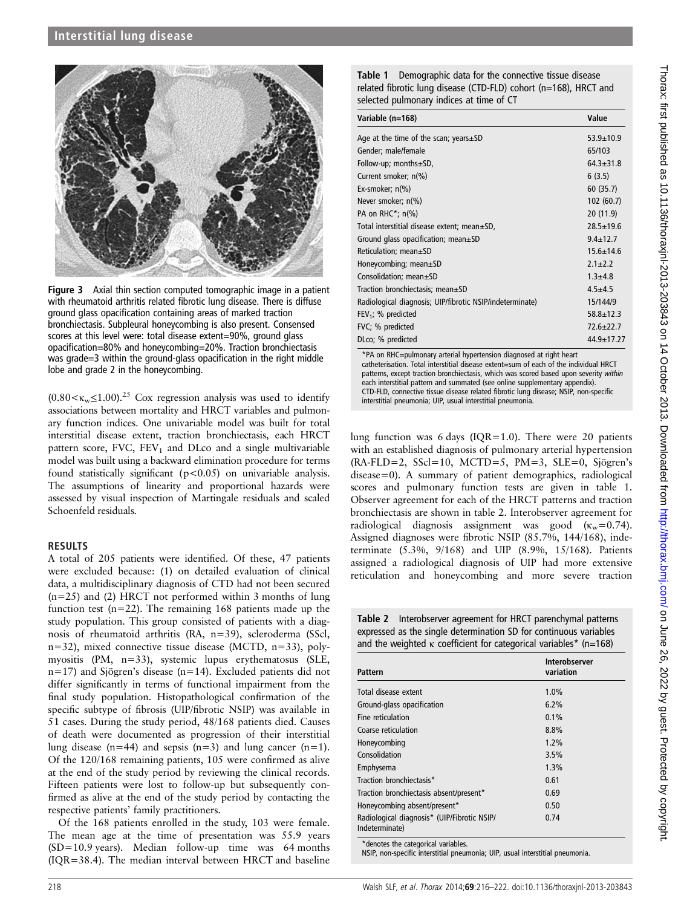Figure 3 Axial thin section computed tomographic image in a patient with rheumatoid arthritis related fibrotic lung disease. There is diffuse ground glass opacification containing areas of marked traction bronchiectasis. Subpleural honeycombing is also present. Consensed scores at this level were: total disease extent=90%, ground glass opacification=80% and honeycombing=20%. Traction bronchiectasis was grade=3 within the ground-glass opacification in the right middle lobe and grade 2 in the honeycombing.

$(0.80<\kappa_w\leq 1.00)$.[25] Cox regression analysis was used to identify associations between mortality and HRCT variables and pulmonary function indices. One univariable model was built for total interstitial disease extent, traction bronchiectasis, each HRCT pattern score, FVC, $FEV_1$ and DLco and a single multivariable model was built using a backward elimination procedure for terms found statistically significant ($p<0.05$) on univariable analysis. The assumptions of linearity and proportional hazards were assessed by visual inspection of Martingale residuals and scaled Schoenfeld residuals.

## RESULTS

A total of 205 patients were identified. Of these, 47 patients were excluded because: (1) on detailed evaluation of clinical data, a multidisciplinary diagnosis of CTD had not been secured (n=25) and (2) HRCT not performed within 3 months of lung function test (n=22). The remaining 168 patients made up the study population. This group consisted of patients with a diagnosis of rheumatoid arthritis (RA, n=39), scleroderma (SScl, n=32), mixed connective tissue disease (MCTD, n=33), polymyositis (PM, n=33), systemic lupus erythematosus (SLE, n=17) and Sjögren's disease (n=14). Excluded patients did not differ significantly in terms of functional impairment from the final study population. Histopathological confirmation of the specific subtype of fibrosis (UIP/fibrotic NSIP) was available in 51 cases. During the study period, 48/168 patients died. Causes of death were documented as progression of their interstitial lung disease (n=44) and sepsis (n=3) and lung cancer (n=1). Of the 120/168 remaining patients, 105 were confirmed as alive at the end of the study period by reviewing the clinical records. Fifteen patients were lost to follow-up but subsequently confirmed as alive at the end of the study period by contacting the respective patients' family practitioners.

Of the 168 patients enrolled in the study, 103 were female. The mean age at the time of presentation was 55.9 years (SD=10.9 years). Median follow-up time was 64 months (IQR=38.4). The median interval between HRCT and baseline lung function was 6 days (IQR=1.0). There were 20 patients with an established diagnosis of pulmonary arterial hypertension (RA-FLD=2, SScl=10, MCTD=5, PM=3, SLE=0, Sjögren's disease=0). A summary of patient demographics, radiological scores and pulmonary function tests are given in table 1. Observer agreement for each of the HRCT patterns and traction bronchiectasis are shown in table 2. Interobserver agreement for radiological diagnosis assignment was good ($\kappa_w$=0.74). Assigned diagnoses were fibrotic NSIP (85.7%, 144/168), indeterminate (5.3%, 9/168) and UIP (8.9%, 15/168). Patients assigned a radiological diagnosis of UIP had more extensive reticulation and honeycombing and more severe traction

**Table 1** Demographic data for the connective tissue disease related fibrotic lung disease (CTD-FLD) cohort (n=168), HRCT and selected pulmonary indices at time of CT

| Variable (n=168) | Value |
|---|---|
| Age at the time of the scan; years±SD | 53.9±10.9 |
| Gender; male/female | 65/103 |
| Follow-up; months±SD, | 64.3±31.8 |
| Current smoker; n(%) | 6 (3.5) |
| Ex-smoker; n(%) | 60 (35.7) |
| Never smoker; n(%) | 102 (60.7) |
| PA on RHC*; n(%) | 20 (11.9) |
| Total interstitial disease extent; mean±SD, | 28.5±19.6 |
| Ground glass opacification; mean±SD | 9.4±12.7 |
| Reticulation; mean±SD | 15.6±14.6 |
| Honeycombing; mean±SD | 2.1±2.2 |
| Consolidation; mean±SD | 1.3±4.8 |
| Traction bronchiectasis; mean±SD | 4.5±4.5 |
| Radiological diagnosis; UIP/fibrotic NSIP/indeterminate) | 15/144/9 |
| $FEV_1$; % predicted | 58.8±12.3 |
| FVC; % predicted | 72.6±22.7 |
| DLco; % predicted | 44.9±17.27 |

*PA on RHC=pulmonary arterial hypertension diagnosed at right heart catheterisation. Total interstitial disease extent=sum of each of the individual HRCT patterns, except traction bronchiectasis, which was scored based upon severity *within* each interstitial pattern and summated (see online supplementary appendix). CTD-FLD, connective tissue disease related fibrotic lung disease; NSIP, non-specific interstitial pneumonia; UIP, usual interstitial pneumonia.

**Table 2** Interobserver agreement for HRCT parenchymal patterns expressed as the single determination SD for continuous variables and the weighted κ coefficient for categorical variables* (n=168)

| Pattern | Interobserver variation |
|---|---|
| Total disease extent | 1.0% |
| Ground-glass opacification | 6.2% |
| Fine reticulation | 0.1% |
| Coarse reticulation | 8.8% |
| Honeycombing | 1.2% |
| Consolidation | 3.5% |
| Emphysema | 1.3% |
| Traction bronchiectasis* | 0.61 |
| Traction bronchiectasis absent/present* | 0.69 |
| Honeycombing absent/present* | 0.50 |
| Radiological diagnosis* (UIP/Fibrotic NSIP/Indeterminate) | 0.74 |

*denotes the categorical variables.
NSIP, non-specific interstitial pneumonia; UIP, usual interstitial pneumonia.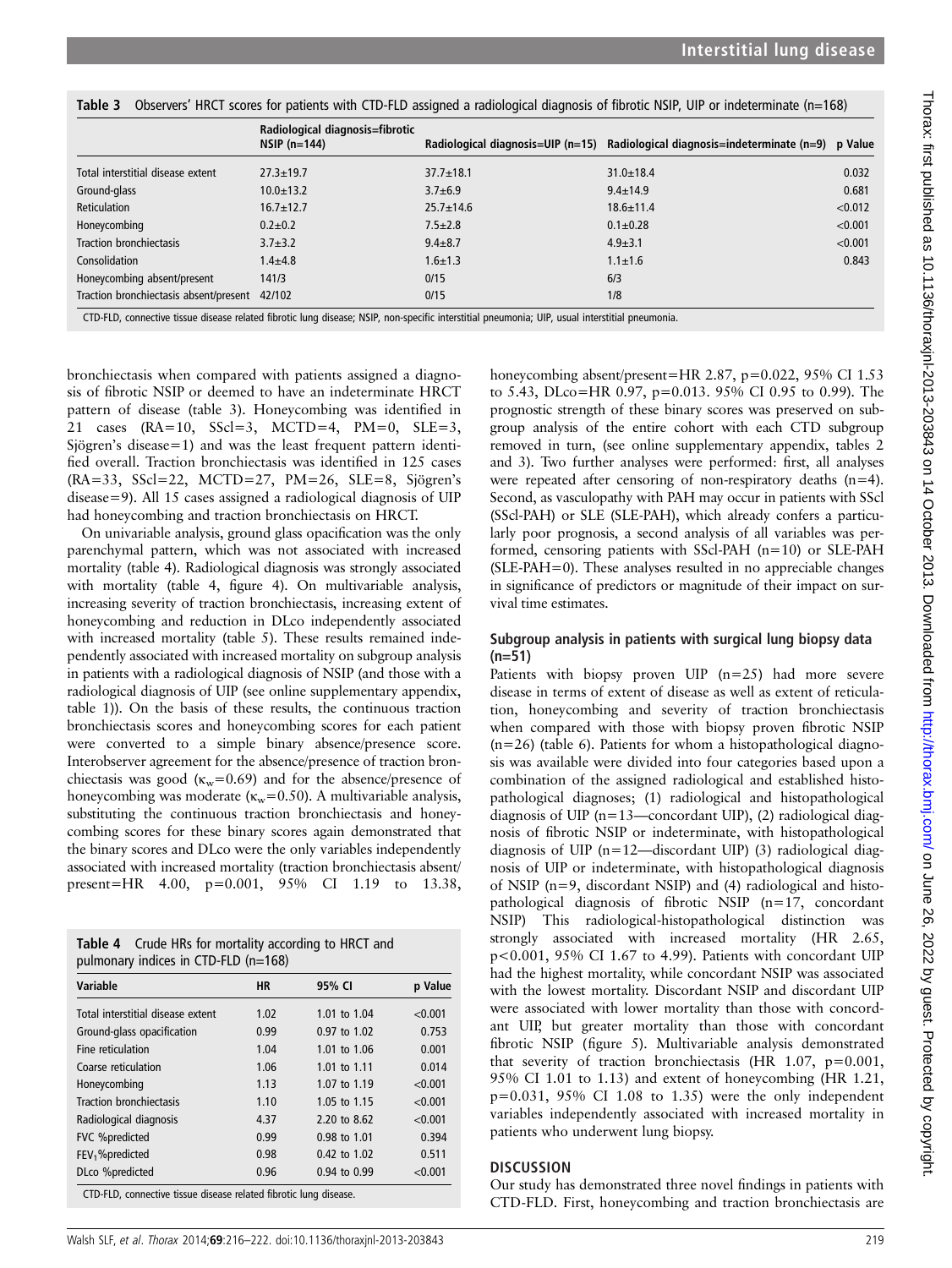**Table 3** Observers' HRCT scores for patients with CTD-FLD assigned a radiological diagnosis of fibrotic NSIP, UIP or indeterminate (n=168)

| | Radiological diagnosis=fibrotic NSIP (n=144) | Radiological diagnosis=UIP (n=15) | Radiological diagnosis=indeterminate (n=9) | p Value |
|---|---|---|---|---|
| Total interstitial disease extent | 27.3±19.7 | 37.7±18.1 | 31.0±18.4 | 0.032 |
| Ground-glass | 10.0±13.2 | 3.7±6.9 | 9.4±14.9 | 0.681 |
| Reticulation | 16.7±12.7 | 25.7±14.6 | 18.6±11.4 | <0.012 |
| Honeycombing | 0.2±0.2 | 7.5±2.8 | 0.1±0.28 | <0.001 |
| Traction bronchiectasis | 3.7±3.2 | 9.4±8.7 | 4.9±3.1 | <0.001 |
| Consolidation | 1.4±4.8 | 1.6±1.3 | 1.1±1.6 | 0.843 |
| Honeycombing absent/present | 141/3 | 0/15 | 6/3 | |
| Traction bronchiectasis absent/present | 42/102 | 0/15 | 1/8 | |

CTD-FLD, connective tissue disease related fibrotic lung disease; NSIP, non-specific interstitial pneumonia; UIP, usual interstitial pneumonia.

bronchiectasis when compared with patients assigned a diagnosis of fibrotic NSIP or deemed to have an indeterminate HRCT pattern of disease (table 3). Honeycombing was identified in 21 cases (RA=10, SScl=3, MCTD=4, PM=0, SLE=3, Sjögren's disease=1) and was the least frequent pattern identified overall. Traction bronchiectasis was identified in 125 cases (RA=33, SScl=22, MCTD=27, PM=26, SLE=8, Sjögren's disease=9). All 15 cases assigned a radiological diagnosis of UIP had honeycombing and traction bronchiectasis on HRCT.

On univariable analysis, ground glass opacification was the only parenchymal pattern, which was not associated with increased mortality (table 4). Radiological diagnosis was strongly associated with mortality (table 4, figure 4). On multivariable analysis, increasing severity of traction bronchiectasis, increasing extent of honeycombing and reduction in DLco independently associated with increased mortality (table 5). These results remained independently associated with increased mortality on subgroup analysis in patients with a radiological diagnosis of NSIP (and those with a radiological diagnosis of UIP (see online supplementary appendix, table 1)). On the basis of these results, the continuous traction bronchiectasis scores and honeycombing scores for each patient were converted to a simple binary absence/presence score. Interobserver agreement for the absence/presence of traction bronchiectasis was good ($\kappa_w$=0.69) and for the absence/presence of honeycombing was moderate ($\kappa_w$=0.50). A multivariable analysis, substituting the continuous traction bronchiectasis and honeycombing scores for these binary scores again demonstrated that the binary scores and DLco were the only variables independently associated with increased mortality (traction bronchiectasis absent/present=HR 4.00, p=0.001, 95% CI 1.19 to 13.38, honeycombing absent/present=HR 2.87, p=0.022, 95% CI 1.53 to 5.43, DLco=HR 0.97, p=0.013. 95% CI 0.95 to 0.99). The prognostic strength of these binary scores was preserved on subgroup analysis of the entire cohort with each CTD subgroup removed in turn, (see online supplementary appendix, tables 2 and 3). Two further analyses were performed: first, all analyses were repeated after censoring of non-respiratory deaths (n=4). Second, as vasculopathy with PAH may occur in patients with SScl (SScl-PAH) or SLE (SLE-PAH), which already confers a particularly poor prognosis, a second analysis of all variables was performed, censoring patients with SScl-PAH (n=10) or SLE-PAH (SLE-PAH=0). These analyses resulted in no appreciable changes in significance of predictors or magnitude of their impact on survival time estimates.

**Table 4** Crude HRs for mortality according to HRCT and pulmonary indices in CTD-FLD (n=168)

| Variable | HR | 95% CI | p Value |
|---|---|---|---|
| Total interstitial disease extent | 1.02 | 1.01 to 1.04 | <0.001 |
| Ground-glass opacification | 0.99 | 0.97 to 1.02 | 0.753 |
| Fine reticulation | 1.04 | 1.01 to 1.06 | 0.001 |
| Coarse reticulation | 1.06 | 1.01 to 1.11 | 0.014 |
| Honeycombing | 1.13 | 1.07 to 1.19 | <0.001 |
| Traction bronchiectasis | 1.10 | 1.05 to 1.15 | <0.001 |
| Radiological diagnosis | 4.37 | 2.20 to 8.62 | <0.001 |
| FVC %predicted | 0.99 | 0.98 to 1.01 | 0.394 |
| $FEV_1$%predicted | 0.98 | 0.42 to 1.02 | 0.511 |
| DLco %predicted | 0.96 | 0.94 to 0.99 | <0.001 |

CTD-FLD, connective tissue disease related fibrotic lung disease.

### Subgroup analysis in patients with surgical lung biopsy data (n=51)

Patients with biopsy proven UIP (n=25) had more severe disease in terms of extent of disease as well as extent of reticulation, honeycombing and severity of traction bronchiectasis when compared with those with biopsy proven fibrotic NSIP (n=26) (table 6). Patients for whom a histopathological diagnosis was available were divided into four categories based upon a combination of the assigned radiological and established histopathological diagnoses; (1) radiological and histopathological diagnosis of UIP (n=13—concordant UIP), (2) radiological diagnosis of fibrotic NSIP or indeterminate, with histopathological diagnosis of UIP (n=12—discordant UIP) (3) radiological diagnosis of UIP or indeterminate, with histopathological diagnosis of NSIP (n=9, discordant NSIP) and (4) radiological and histopathological diagnosis of fibrotic NSIP (n=17, concordant NSIP) This radiological-histopathological distinction was strongly associated with increased mortality (HR 2.65, p<0.001, 95% CI 1.67 to 4.99). Patients with concordant UIP had the highest mortality, while concordant NSIP was associated with the lowest mortality. Discordant NSIP and discordant UIP were associated with lower mortality than those with concordant UIP, but greater mortality than those with concordant fibrotic NSIP (figure 5). Multivariable analysis demonstrated that severity of traction bronchiectasis (HR 1.07, p=0.001, 95% CI 1.01 to 1.13) and extent of honeycombing (HR 1.21, p=0.031, 95% CI 1.08 to 1.35) were the only independent variables independently associated with increased mortality in patients who underwent lung biopsy.

## DISCUSSION

Our study has demonstrated three novel findings in patients with CTD-FLD. First, honeycombing and traction bronchiectasis are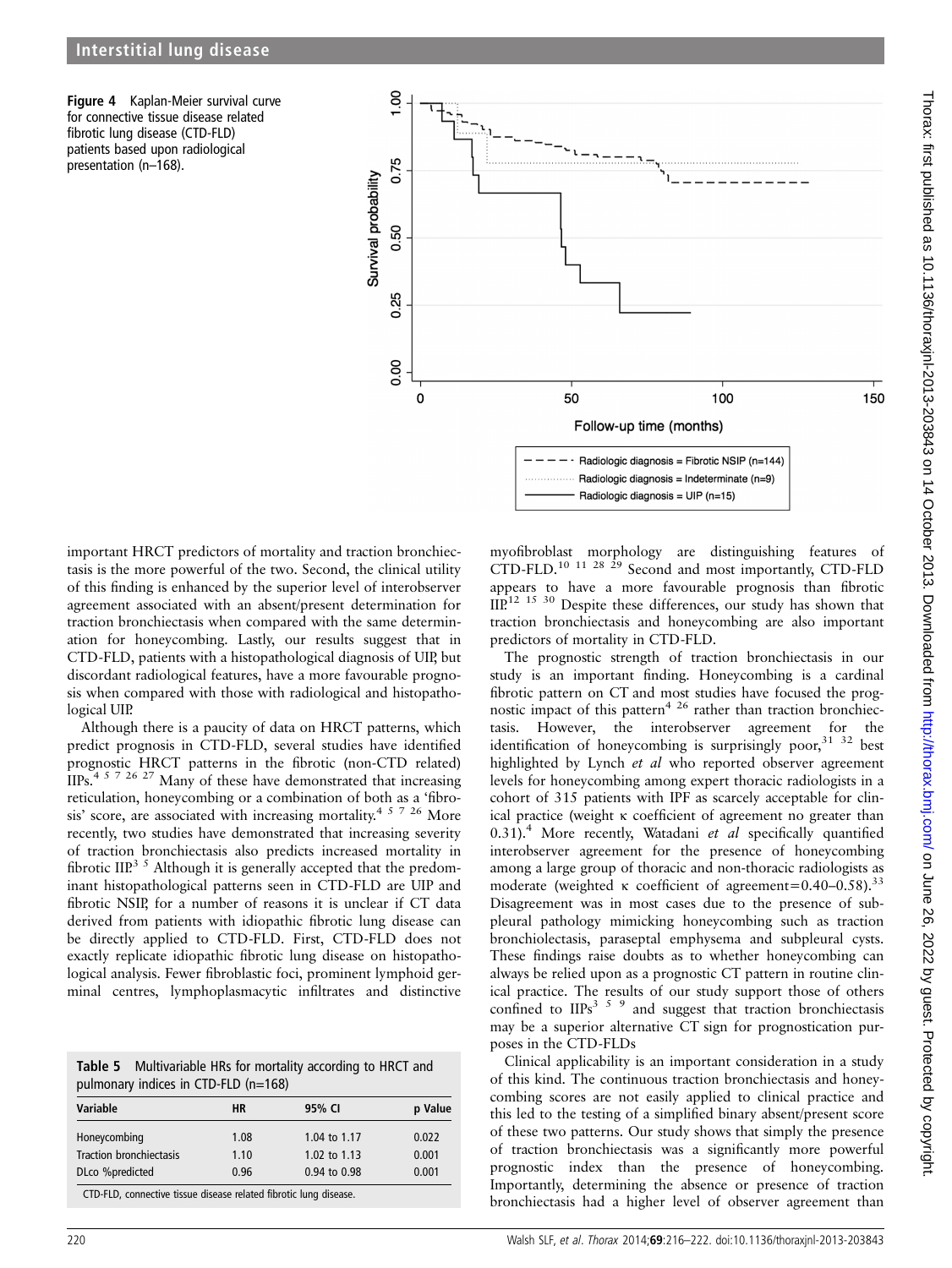**Figure 4** Kaplan-Meier survival curve for connective tissue disease related fibrotic lung disease (CTD-FLD) patients based upon radiological presentation (n–168).

important HRCT predictors of mortality and traction bronchiectasis is the more powerful of the two. Second, the clinical utility of this finding is enhanced by the superior level of interobserver agreement associated with an absent/present determination for traction bronchiectasis when compared with the same determination for honeycombing. Lastly, our results suggest that in CTD-FLD, patients with a histopathological diagnosis of UIP, but discordant radiological features, have a more favourable prognosis when compared with those with radiological and histopathological UIP.

Although there is a paucity of data on HRCT patterns, which predict prognosis in CTD-FLD, several studies have identified prognostic HRCT patterns in the fibrotic (non-CTD related) IIPs.[4 5 7 26 27] Many of these have demonstrated that increasing reticulation, honeycombing or a combination of both as a 'fibrosis' score, are associated with increasing mortality.[4 5 7 26] More recently, two studies have demonstrated that increasing severity of traction bronchiectasis also predicts increased mortality in fibrotic IIP.[3 5] Although it is generally accepted that the predominant histopathological patterns seen in CTD-FLD are UIP and fibrotic NSIP, for a number of reasons it is unclear if CT data derived from patients with idiopathic fibrotic lung disease can be directly applied to CTD-FLD. First, CTD-FLD does not exactly replicate idiopathic fibrotic lung disease on histopathological analysis. Fewer fibroblastic foci, prominent lymphoid germinal centres, lymphoplasmacytic infiltrates and distinctive myofibroblast morphology are distinguishing features of CTD-FLD.[10 11 28 29] Second and most importantly, CTD-FLD appears to have a more favourable prognosis than fibrotic IIP.[12 15 30] Despite these differences, our study has shown that traction bronchiectasis and honeycombing are also important predictors of mortality in CTD-FLD.

**Table 5** Multivariable HRs for mortality according to HRCT and pulmonary indices in CTD-FLD (n=168)

| Variable | HR | 95% CI | p Value |
|---|---|---|---|
| Honeycombing | 1.08 | 1.04 to 1.17 | 0.022 |
| Traction bronchiectasis | 1.10 | 1.02 to 1.13 | 0.001 |
| DLco %predicted | 0.96 | 0.94 to 0.98 | 0.001 |

CTD-FLD, connective tissue disease related fibrotic lung disease.

The prognostic strength of traction bronchiectasis in our study is an important finding. Honeycombing is a cardinal fibrotic pattern on CT and most studies have focused the prognostic impact of this pattern[4 26] rather than traction bronchiectasis. However, the interobserver agreement for the identification of honeycombing is surprisingly poor,[31 32] best highlighted by Lynch *et al* who reported observer agreement levels for honeycombing among expert thoracic radiologists in a cohort of 315 patients with IPF as scarcely acceptable for clinical practice (weight κ coefficient of agreement no greater than 0.31).[4] More recently, Watadani *et al* specifically quantified interobserver agreement for the presence of honeycombing among a large group of thoracic and non-thoracic radiologists as moderate (weighted κ coefficient of agreement=0.40–0.58).[33] Disagreement was in most cases due to the presence of subpleural pathology mimicking honeycombing such as traction bronchiolectasis, paraseptal emphysema and subpleural cysts. These findings raise doubts as to whether honeycombing can always be relied upon as a prognostic CT pattern in routine clinical practice. The results of our study support those of others confined to IIPs[3 5 9] and suggest that traction bronchiectasis may be a superior alternative CT sign for prognostication purposes in the CTD-FLDs

Clinical applicability is an important consideration in a study of this kind. The continuous traction bronchiectasis and honeycombing scores are not easily applied to clinical practice and this led to the testing of a simplified binary absent/present score of these two patterns. Our study shows that simply the presence of traction bronchiectasis was a significantly more powerful prognostic index than the presence of honeycombing. Importantly, determining the absence or presence of traction bronchiectasis had a higher level of observer agreement than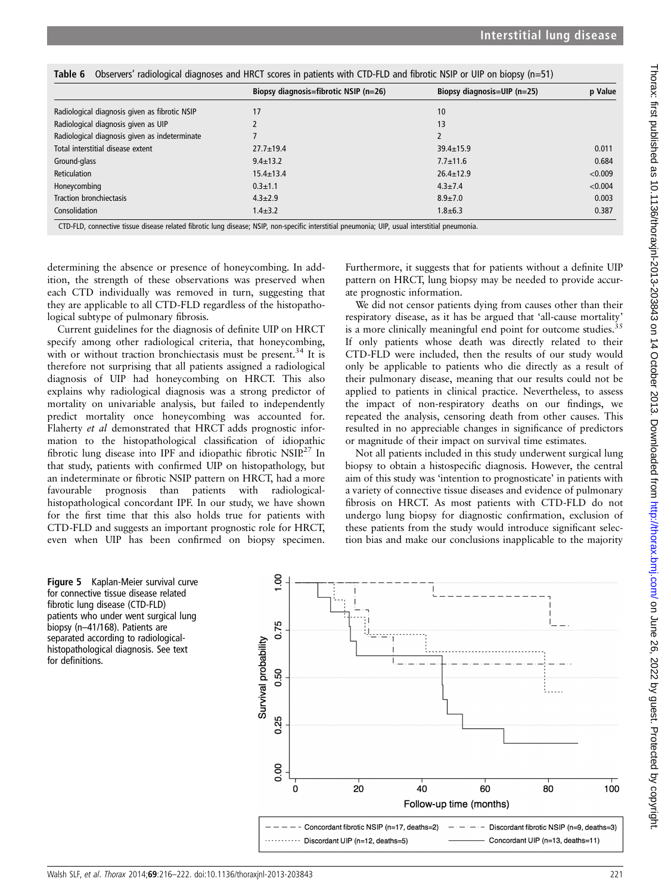**Table 6** Observers' radiological diagnoses and HRCT scores in patients with CTD-FLD and fibrotic NSIP or UIP on biopsy (n=51)

| | Biopsy diagnosis=fibrotic NSIP (n=26) | Biopsy diagnosis=UIP (n=25) | p Value |
|---|---|---|---|
| Radiological diagnosis given as fibrotic NSIP | 17 | 10 | |
| Radiological diagnosis given as UIP | 2 | 13 | |
| Radiological diagnosis given as indeterminate | 7 | 2 | |
| Total interstitial disease extent | 27.7±19.4 | 39.4±15.9 | 0.011 |
| Ground-glass | 9.4±13.2 | 7.7±11.6 | 0.684 |
| Reticulation | 15.4±13.4 | 26.4±12.9 | <0.009 |
| Honeycombing | 0.3±1.1 | 4.3±7.4 | <0.004 |
| Traction bronchiectasis | 4.3±2.9 | 8.9±7.0 | 0.003 |
| Consolidation | 1.4±3.2 | 1.8±6.3 | 0.387 |

CTD-FLD, connective tissue disease related fibrotic lung disease; NSIP, non-specific interstitial pneumonia; UIP, usual interstitial pneumonia.

determining the absence or presence of honeycombing. In addition, the strength of these observations was preserved when each CTD individually was removed in turn, suggesting that they are applicable to all CTD-FLD regardless of the histopathological subtype of pulmonary fibrosis.

Current guidelines for the diagnosis of definite UIP on HRCT specify among other radiological criteria, that honeycombing, with or without traction bronchiectasis must be present.[34] It is therefore not surprising that all patients assigned a radiological diagnosis of UIP had honeycombing on HRCT. This also explains why radiological diagnosis was a strong predictor of mortality on univariable analysis, but failed to independently predict mortality once honeycombing was accounted for. Flaherty *et al* demonstrated that HRCT adds prognostic information to the histopathological classification of idiopathic fibrotic lung disease into IPF and idiopathic fibrotic NSIP.[27] In that study, patients with confirmed UIP on histopathology, but an indeterminate or fibrotic NSIP pattern on HRCT, had a more favourable prognosis than patients with radiological-histopathological concordant IPF. In our study, we have shown for the first time that this also holds true for patients with CTD-FLD and suggests an important prognostic role for HRCT, even when UIP has been confirmed on biopsy specimen. Furthermore, it suggests that for patients without a definite UIP pattern on HRCT, lung biopsy may be needed to provide accurate prognostic information.

We did not censor patients dying from causes other than their respiratory disease, as it has be argued that 'all-cause mortality' is a more clinically meaningful end point for outcome studies.[35] If only patients whose death was directly related to their CTD-FLD were included, then the results of our study would only be applicable to patients who die directly as a result of their pulmonary disease, meaning that our results could not be applied to patients in clinical practice. Nevertheless, to assess the impact of non-respiratory deaths on our findings, we repeated the analysis, censoring death from other causes. This resulted in no appreciable changes in significance of predictors or magnitude of their impact on survival time estimates.

Not all patients included in this study underwent surgical lung biopsy to obtain a histospecific diagnosis. However, the central aim of this study was 'intention to prognosticate' in patients with a variety of connective tissue diseases and evidence of pulmonary fibrosis on HRCT. As most patients with CTD-FLD do not undergo lung biopsy for diagnostic confirmation, exclusion of these patients from the study would introduce significant selection bias and make our conclusions inapplicable to the majority

**Figure 5** Kaplan-Meier survival curve for connective tissue disease related fibrotic lung disease (CTD-FLD) patients who under went surgical lung biopsy (n–41/168). Patients are separated according to radiological-histopathological diagnosis. See text for definitions.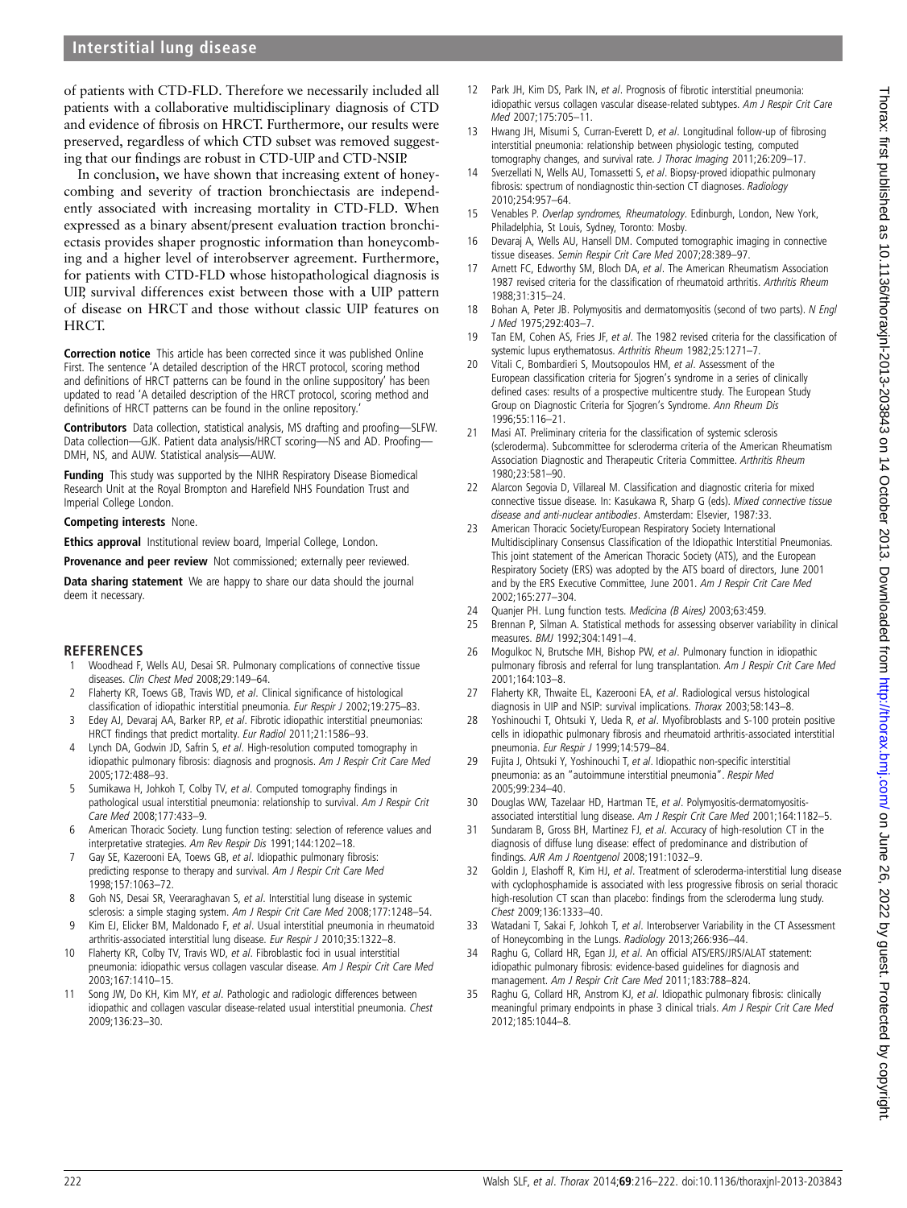of patients with CTD-FLD. Therefore we necessarily included all patients with a collaborative multidisciplinary diagnosis of CTD and evidence of fibrosis on HRCT. Furthermore, our results were preserved, regardless of which CTD subset was removed suggesting that our findings are robust in CTD-UIP and CTD-NSIP.

In conclusion, we have shown that increasing extent of honeycombing and severity of traction bronchiectasis are independently associated with increasing mortality in CTD-FLD. When expressed as a binary absent/present evaluation traction bronchiectasis provides shaper prognostic information than honeycombing and a higher level of interobserver agreement. Furthermore, for patients with CTD-FLD whose histopathological diagnosis is UIP, survival differences exist between those with a UIP pattern of disease on HRCT and those without classic UIP features on HRCT.

**Correction notice** This article has been corrected since it was published Online First. The sentence 'A detailed description of the HRCT protocol, scoring method and definitions of HRCT patterns can be found in the online suppository' has been updated to read 'A detailed description of the HRCT protocol, scoring method and definitions of HRCT patterns can be found in the online repository.'

**Contributors** Data collection, statistical analysis, MS drafting and proofing—SLFW. Data collection—GJK. Patient data analysis/HRCT scoring—NS and AD. Proofing—DMH, NS, and AUW. Statistical analysis—AUW.

**Funding** This study was supported by the NIHR Respiratory Disease Biomedical Research Unit at the Royal Brompton and Harefield NHS Foundation Trust and Imperial College London.

**Competing interests** None.

**Ethics approval** Institutional review board, Imperial College, London.

**Provenance and peer review** Not commissioned; externally peer reviewed.

**Data sharing statement** We are happy to share our data should the journal deem it necessary.

## REFERENCES

1. Woodhead F, Wells AU, Desai SR. Pulmonary complications of connective tissue diseases. *Clin Chest Med* 2008;29:149–64.
2. Flaherty KR, Toews GB, Travis WD, *et al*. Clinical significance of histological classification of idiopathic interstitial pneumonia. *Eur Respir J* 2002;19:275–83.
3. Edey AJ, Devaraj AA, Barker RP, *et al*. Fibrotic idiopathic interstitial pneumonias: HRCT findings that predict mortality. *Eur Radiol* 2011;21:1586–93.
4. Lynch DA, Godwin JD, Safrin S, *et al*. High-resolution computed tomography in idiopathic pulmonary fibrosis: diagnosis and prognosis. *Am J Respir Crit Care Med* 2005;172:488–93.
5. Sumikawa H, Johkoh T, Colby TV, *et al*. Computed tomography findings in pathological usual interstitial pneumonia: relationship to survival. *Am J Respir Crit Care Med* 2008;177:433–9.
6. American Thoracic Society. Lung function testing: selection of reference values and interpretative strategies. *Am Rev Respir Dis* 1991;144:1202–18.
7. Gay SE, Kazerooni EA, Toews GB, *et al*. Idiopathic pulmonary fibrosis: predicting response to therapy and survival. *Am J Respir Crit Care Med* 1998;157:1063–72.
8. Goh NS, Desai SR, Veeraraghavan S, *et al*. Interstitial lung disease in systemic sclerosis: a simple staging system. *Am J Respir Crit Care Med* 2008;177:1248–54.
9. Kim EJ, Elicker BM, Maldonado F, *et al*. Usual interstitial pneumonia in rheumatoid arthritis-associated interstitial lung disease. *Eur Respir J* 2010;35:1322–8.
10. Flaherty KR, Colby TV, Travis WD, *et al*. Fibroblastic foci in usual interstitial pneumonia: idiopathic versus collagen vascular disease. *Am J Respir Crit Care Med* 2003;167:1410–15.
11. Song JW, Do KH, Kim MY, *et al*. Pathologic and radiologic differences between idiopathic and collagen vascular disease-related usual interstitial pneumonia. *Chest* 2009;136:23–30.
12. Park JH, Kim DS, Park IN, *et al*. Prognosis of fibrotic interstitial pneumonia: idiopathic versus collagen vascular disease-related subtypes. *Am J Respir Crit Care Med* 2007;175:705–11.
13. Hwang JH, Misumi S, Curran-Everett D, *et al*. Longitudinal follow-up of fibrosing interstitial pneumonia: relationship between physiologic testing, computed tomography changes, and survival rate. *J Thorac Imaging* 2011;26:209–17.
14. Sverzellati N, Wells AU, Tomassetti S, *et al*. Biopsy-proved idiopathic pulmonary fibrosis: spectrum of nondiagnostic thin-section CT diagnoses. *Radiology* 2010;254:957–64.
15. Venables P. *Overlap syndromes, Rheumatology*. Edinburgh, London, New York, Philadelphia, St Louis, Sydney, Toronto: Mosby.
16. Devaraj A, Wells AU, Hansell DM. Computed tomographic imaging in connective tissue diseases. *Semin Respir Crit Care Med* 2007;28:389–97.
17. Arnett FC, Edworthy SM, Bloch DA, *et al*. The American Rheumatism Association 1987 revised criteria for the classification of rheumatoid arthritis. *Arthritis Rheum* 1988;31:315–24.
18. Bohan A, Peter JB. Polymyositis and dermatomyositis (second of two parts). *N Engl J Med* 1975;292:403–7.
19. Tan EM, Cohen AS, Fries JF, *et al*. The 1982 revised criteria for the classification of systemic lupus erythematosus. *Arthritis Rheum* 1982;25:1271–7.
20. Vitali C, Bombardieri S, Moutsopoulos HM, *et al*. Assessment of the European classification criteria for Sjogren's syndrome in a series of clinically defined cases: results of a prospective multicentre study. The European Study Group on Diagnostic Criteria for Sjogren's Syndrome. *Ann Rheum Dis* 1996;55:116–21.
21. Masi AT. Preliminary criteria for the classification of systemic sclerosis (scleroderma). Subcommittee for scleroderma criteria of the American Rheumatism Association Diagnostic and Therapeutic Criteria Committee. *Arthritis Rheum* 1980;23:581–90.
22. Alarcon Segovia D, Villareal M. Classification and diagnostic criteria for mixed connective tissue disease. In: Kasukawa R, Sharp G (eds). *Mixed connective tissue disease and anti-nuclear antibodies*. Amsterdam: Elsevier, 1987:33.
23. American Thoracic Society/European Respiratory Society International Multidisciplinary Consensus Classification of the Idiopathic Interstitial Pneumonias. This joint statement of the American Thoracic Society (ATS), and the European Respiratory Society (ERS) was adopted by the ATS board of directors, June 2001 and by the ERS Executive Committee, June 2001. *Am J Respir Crit Care Med* 2002;165:277–304.
24. Quanjer PH. Lung function tests. *Medicina (B Aires)* 2003;63:459.
25. Brennan P, Silman A. Statistical methods for assessing observer variability in clinical measures. *BMJ* 1992;304:1491–4.
26. Mogulkoc N, Brutsche MH, Bishop PW, *et al*. Pulmonary function in idiopathic pulmonary fibrosis and referral for lung transplantation. *Am J Respir Crit Care Med* 2001;164:103–8.
27. Flaherty KR, Thwaite EL, Kazerooni EA, *et al*. Radiological versus histological diagnosis in UIP and NSIP: survival implications. *Thorax* 2003;58:143–8.
28. Yoshinouchi T, Ohtsuki Y, Ueda R, *et al*. Myofibroblasts and S-100 protein positive cells in idiopathic pulmonary fibrosis and rheumatoid arthritis-associated interstitial pneumonia. *Eur Respir J* 1999;14:579–84.
29. Fujita J, Ohtsuki Y, Yoshinouchi T, *et al*. Idiopathic non-specific interstitial pneumonia: as an "autoimmune interstitial pneumonia". *Respir Med* 2005;99:234–40.
30. Douglas WW, Tazelaar HD, Hartman TE, *et al*. Polymyositis-dermatomyositis-associated interstitial lung disease. *Am J Respir Crit Care Med* 2001;164:1182–5.
31. Sundaram B, Gross BH, Martinez FJ, *et al*. Accuracy of high-resolution CT in the diagnosis of diffuse lung disease: effect of predominance and distribution of findings. *AJR Am J Roentgenol* 2008;191:1032–9.
32. Goldin J, Elashoff R, Kim HJ, *et al*. Treatment of scleroderma-interstitial lung disease with cyclophosphamide is associated with less progressive fibrosis on serial thoracic high-resolution CT scan than placebo: findings from the scleroderma lung study. *Chest* 2009;136:1333–40.
33. Watadani T, Sakai F, Johkoh T, *et al*. Interobserver Variability in the CT Assessment of Honeycombing in the Lungs. *Radiology* 2013;266:936–44.
34. Raghu G, Collard HR, Egan JJ, *et al*. An official ATS/ERS/JRS/ALAT statement: idiopathic pulmonary fibrosis: evidence-based guidelines for diagnosis and management. *Am J Respir Crit Care Med* 2011;183:788–824.
35. Raghu G, Collard HR, Anstrom KJ, *et al*. Idiopathic pulmonary fibrosis: clinically meaningful primary endpoints in phase 3 clinical trials. *Am J Respir Crit Care Med* 2012;185:1044–8.